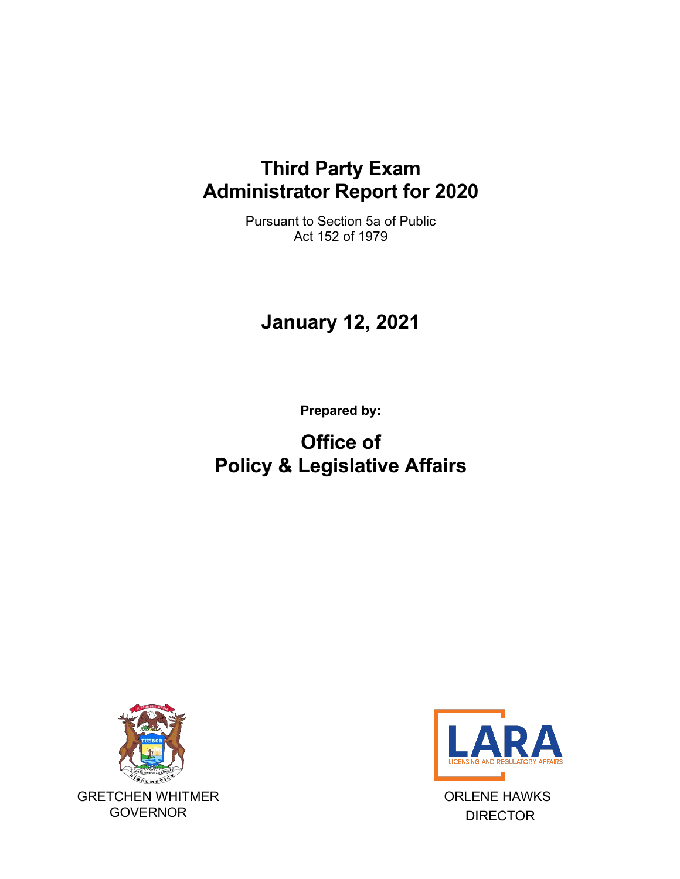# Third Party Exam Administrator Report for 2020

Pursuant to Section 5a of Public Act 152 of 1979

## January 12, 2021

**Prepared by:**

## Office of Policy & Legislative Affairs

GRETCHEN WHITMER
GOVERNOR

ORLENE HAWKS
DIRECTOR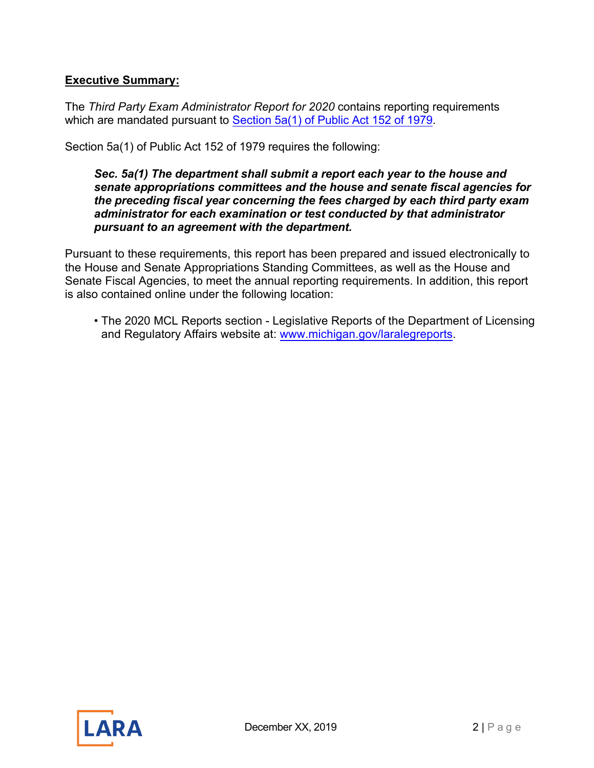**Executive Summary:**

The *Third Party Exam Administrator Report for 2020* contains reporting requirements which are mandated pursuant to [Section 5a(1) of Public Act 152 of 1979](#).

Section 5a(1) of Public Act 152 of 1979 requires the following:

> ***Sec. 5a(1) The department shall submit a report each year to the house and senate appropriations committees and the house and senate fiscal agencies for the preceding fiscal year concerning the fees charged by each third party exam administrator for each examination or test conducted by that administrator pursuant to an agreement with the department.***

Pursuant to these requirements, this report has been prepared and issued electronically to the House and Senate Appropriations Standing Committees, as well as the House and Senate Fiscal Agencies, to meet the annual reporting requirements. In addition, this report is also contained online under the following location:

- The 2020 MCL Reports section - Legislative Reports of the Department of Licensing and Regulatory Affairs website at: [www.michigan.gov/laralegreports](http://www.michigan.gov/laralegreports).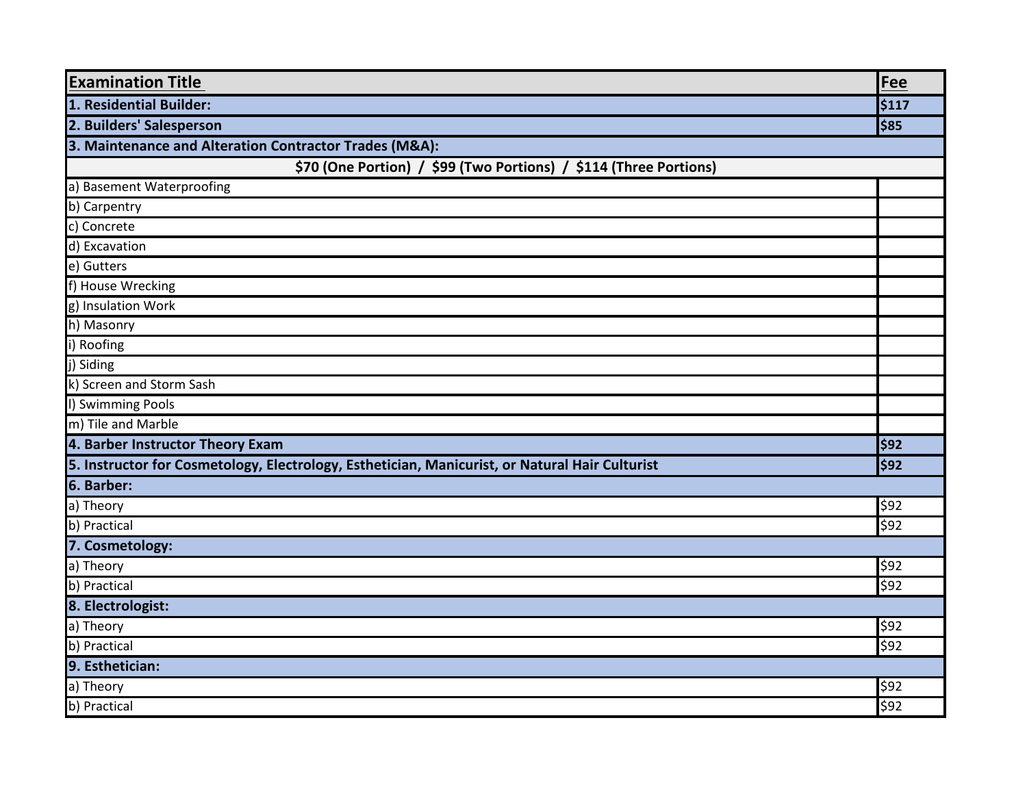| Examination Title | Fee |
|---|---|
| **1. Residential Builder:** | **$117** |
| **2. Builders' Salesperson** | **$85** |
| **3. Maintenance and Alteration Contractor Trades (M&A):** | |
| **$70 (One Portion) / $99 (Two Portions) / $114 (Three Portions)** | |
| a) Basement Waterproofing | |
| b) Carpentry | |
| c) Concrete | |
| d) Excavation | |
| e) Gutters | |
| f) House Wrecking | |
| g) Insulation Work | |
| h) Masonry | |
| i) Roofing | |
| j) Siding | |
| k) Screen and Storm Sash | |
| l) Swimming Pools | |
| m) Tile and Marble | |
| **4. Barber Instructor Theory Exam** | **$92** |
| **5. Instructor for Cosmetology, Electrology, Esthetician, Manicurist, or Natural Hair Culturist** | **$92** |
| **6. Barber:** | |
| a) Theory | $92 |
| b) Practical | $92 |
| **7. Cosmetology:** | |
| a) Theory | $92 |
| b) Practical | $92 |
| **8. Electrologist:** | |
| a) Theory | $92 |
| b) Practical | $92 |
| **9. Esthetician:** | |
| a) Theory | $92 |
| b) Practical | $92 |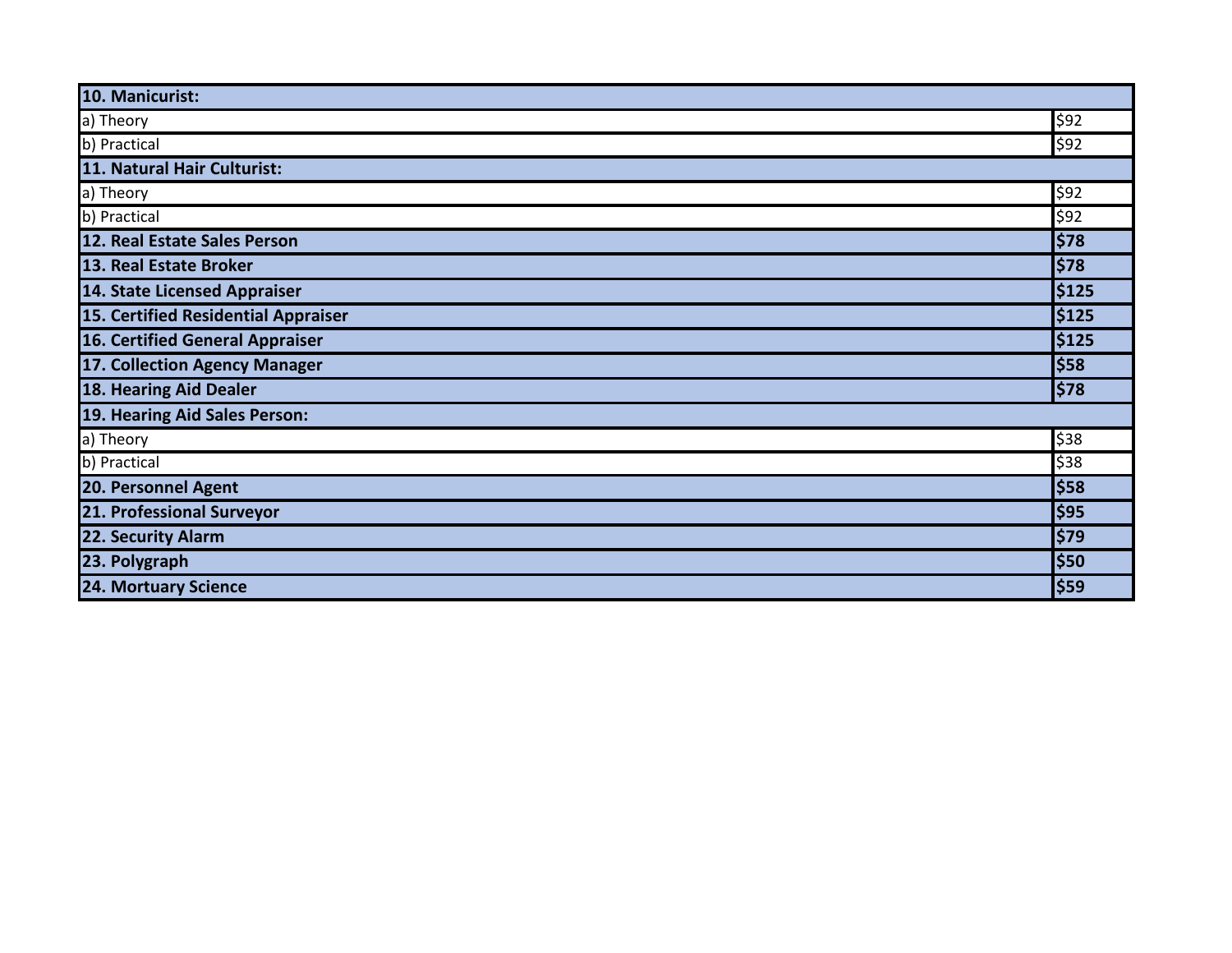| | |
|---|---|
| **10. Manicurist:** | |
| a) Theory | $92 |
| b) Practical | $92 |
| **11. Natural Hair Culturist:** | |
| a) Theory | $92 |
| b) Practical | $92 |
| **12. Real Estate Sales Person** | **$78** |
| **13. Real Estate Broker** | **$78** |
| **14. State Licensed Appraiser** | **$125** |
| **15. Certified Residential Appraiser** | **$125** |
| **16. Certified General Appraiser** | **$125** |
| **17. Collection Agency Manager** | **$58** |
| **18. Hearing Aid Dealer** | **$78** |
| **19. Hearing Aid Sales Person:** | |
| a) Theory | $38 |
| b) Practical | $38 |
| **20. Personnel Agent** | **$58** |
| **21. Professional Surveyor** | **$95** |
| **22. Security Alarm** | **$79** |
| **23. Polygraph** | **$50** |
| **24. Mortuary Science** | **$59** |